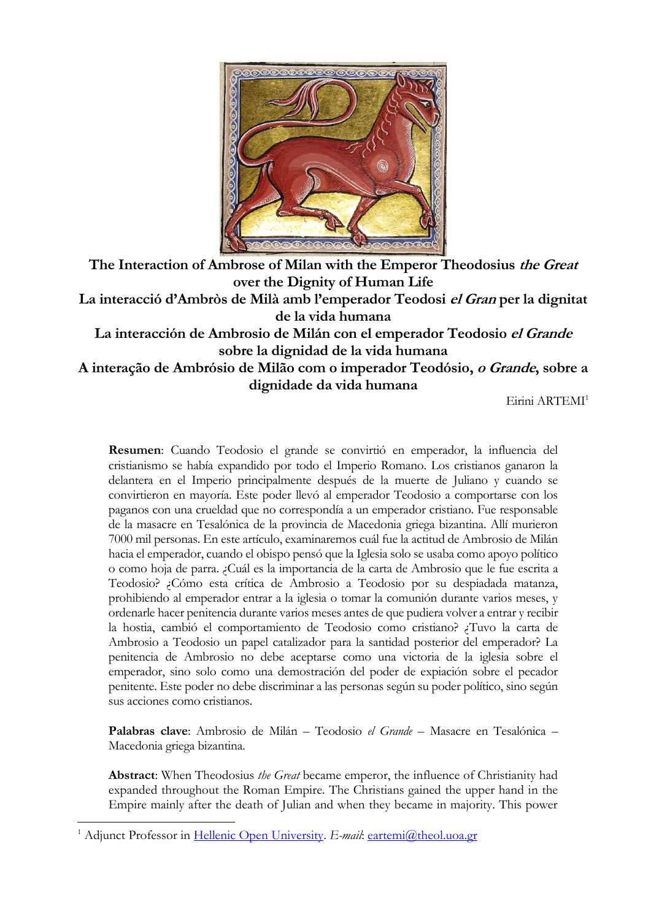# The Interaction of Ambrose of Milan with the Emperor Theodosius *the Great* over the Dignity of Human Life

# La interacció d'Ambròs de Milà amb l'emperador Teodosi *el Gran* per la dignitat de la vida humana

# La interacción de Ambrosio de Milán con el emperador Teodosio *el Grande* sobre la dignidad de la vida humana

# A interação de Ambrósio de Milão com o imperador Teodósio, *o Grande*, sobre a dignidade da vida humana

Eirini ARTEMI[1]

**Resumen**: Cuando Teodosio el grande se convirtió en emperador, la influencia del cristianismo se había expandido por todo el Imperio Romano. Los cristianos ganaron la delantera en el Imperio principalmente después de la muerte de Juliano y cuando se convirtieron en mayoría. Este poder llevó al emperador Teodosio a comportarse con los paganos con una crueldad que no correspondía a un emperador cristiano. Fue responsable de la masacre en Tesalónica de la provincia de Macedonia griega bizantina. Allí murieron 7000 mil personas. En este artículo, examinaremos cuál fue la actitud de Ambrosio de Milán hacia el emperador, cuando el obispo pensó que la Iglesia solo se usaba como apoyo político o como hoja de parra. ¿Cuál es la importancia de la carta de Ambrosio que le fue escrita a Teodosio? ¿Cómo esta crítica de Ambrosio a Teodosio por su despiadada matanza, prohibiendo al emperador entrar a la iglesia o tomar la comunión durante varios meses, y ordenarle hacer penitencia durante varios meses antes de que pudiera volver a entrar y recibir la hostia, cambió el comportamiento de Teodosio como cristiano? ¿Tuvo la carta de Ambrosio a Teodosio un papel catalizador para la santidad posterior del emperador? La penitencia de Ambrosio no debe aceptarse como una victoria de la iglesia sobre el emperador, sino solo como una demostración del poder de expiación sobre el pecador penitente. Este poder no debe discriminar a las personas según su poder político, sino según sus acciones como cristianos.

**Palabras clave**: Ambrosio de Milán – Teodosio *el Grande* – Masacre en Tesalónica – Macedonia griega bizantina.

**Abstract**: When Theodosius *the Great* became emperor, the influence of Christianity had expanded throughout the Roman Empire. The Christians gained the upper hand in the Empire mainly after the death of Julian and when they became in majority. This power

---

[1] Adjunct Professor in Hellenic Open University. *E-mail*: eartemi@theol.uoa.gr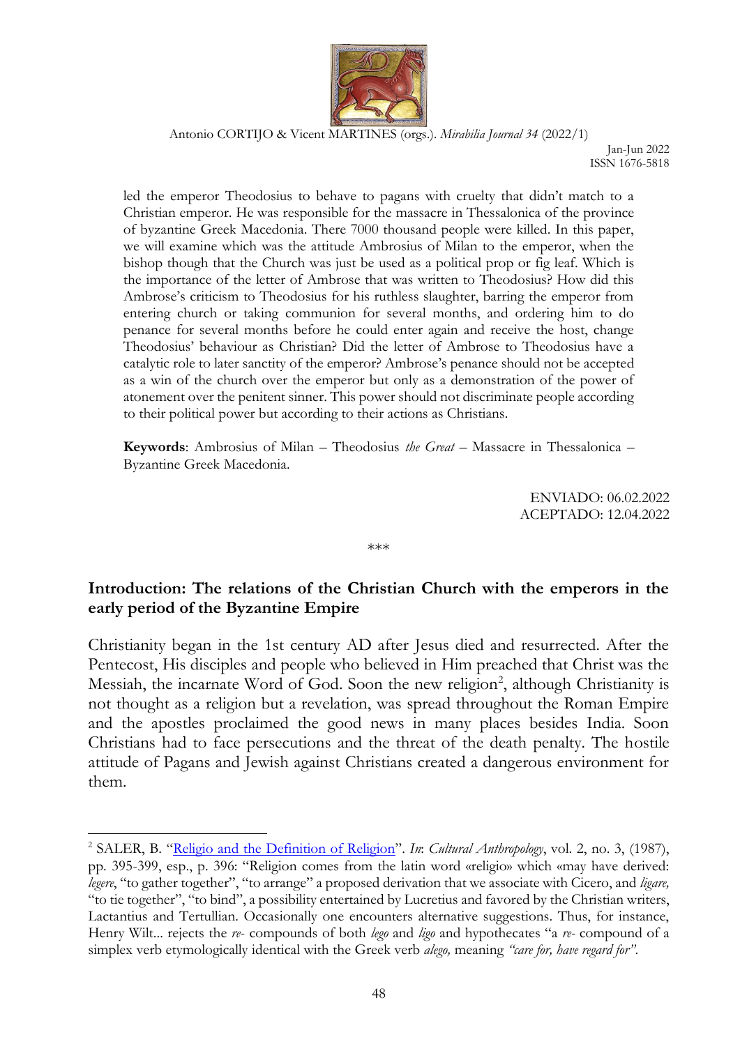led the emperor Theodosius to behave to pagans with cruelty that didn't match to a Christian emperor. He was responsible for the massacre in Thessalonica of the province of byzantine Greek Macedonia. There 7000 thousand people were killed. In this paper, we will examine which was the attitude Ambrosius of Milan to the emperor, when the bishop though that the Church was just be used as a political prop or fig leaf. Which is the importance of the letter of Ambrose that was written to Theodosius? How did this Ambrose's criticism to Theodosius for his ruthless slaughter, barring the emperor from entering church or taking communion for several months, and ordering him to do penance for several months before he could enter again and receive the host, change Theodosius' behaviour as Christian? Did the letter of Ambrose to Theodosius have a catalytic role to later sanctity of the emperor? Ambrose's penance should not be accepted as a win of the church over the emperor but only as a demonstration of the power of atonement over the penitent sinner. This power should not discriminate people according to their political power but according to their actions as Christians.

**Keywords**: Ambrosius of Milan – Theodosius *the Great* – Massacre in Thessalonica – Byzantine Greek Macedonia.

ENVIADO: 06.02.2022
ACEPTADO: 12.04.2022

\*\*\*

## Introduction: The relations of the Christian Church with the emperors in the early period of the Byzantine Empire

Christianity began in the 1st century AD after Jesus died and resurrected. After the Pentecost, His disciples and people who believed in Him preached that Christ was the Messiah, the incarnate Word of God. Soon the new religion[2], although Christianity is not thought as a religion but a revelation, was spread throughout the Roman Empire and the apostles proclaimed the good news in many places besides India. Soon Christians had to face persecutions and the threat of the death penalty. The hostile attitude of Pagans and Jewish against Christians created a dangerous environment for them.

---

[2] SALER, B. "Religio and the Definition of Religion". *In*: *Cultural Anthropology*, vol. 2, no. 3, (1987), pp. 395-399, esp., p. 396: "Religion comes from the latin word «religio» which «may have derived: *legere*, "to gather together", "to arrange" a proposed derivation that we associate with Cicero, and *ligare,* "to tie together", "to bind", a possibility entertained by Lucretius and favored by the Christian writers, Lactantius and Tertullian. Occasionally one encounters alternative suggestions. Thus, for instance, Henry Wilt... rejects the *re-* compounds of both *lego* and *ligo* and hypothecates "a *re-* compound of a simplex verb etymologically identical with the Greek verb *alego,* meaning *"care for, have regard for"*.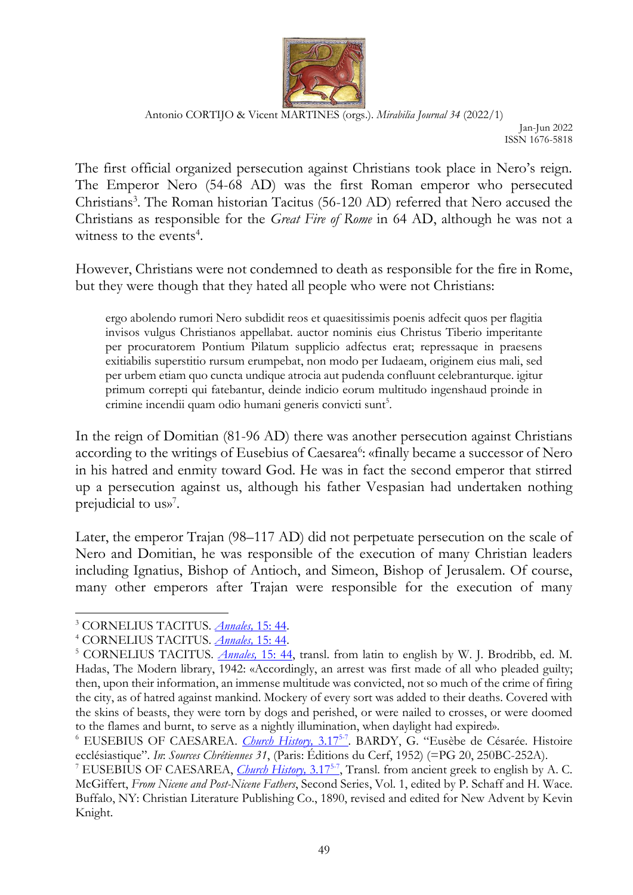The first official organized persecution against Christians took place in Nero's reign. The Emperor Nero (54-68 AD) was the first Roman emperor who persecuted Christians[3]. The Roman historian Tacitus (56-120 AD) referred that Nero accused the Christians as responsible for the *Great Fire of Rome* in 64 AD, although he was not a witness to the events[4].

However, Christians were not condemned to death as responsible for the fire in Rome, but they were though that they hated all people who were not Christians:

> ergo abolendo rumori Nero subdidit reos et quaesitissimis poenis adfecit quos per flagitia invisos vulgus Christianos appellabat. auctor nominis eius Christus Tiberio imperitante per procuratorem Pontium Pilatum supplicio adfectus erat; repressaque in praesens exitiabilis superstitio rursum erumpebat, non modo per Iudaeam, originem eius mali, sed per urbem etiam quo cuncta undique atrocia aut pudenda confluunt celebranturque. igitur primum correpti qui fatebantur, deinde indicio eorum multitudo ingenshaud proinde in crimine incendii quam odio humani generis convicti sunt[5].

In the reign of Domitian (81-96 AD) there was another persecution against Christians according to the writings of Eusebius of Caesarea[6]: «finally became a successor of Nero in his hatred and enmity toward God. He was in fact the second emperor that stirred up a persecution against us, although his father Vespasian had undertaken nothing prejudicial to us»[7].

Later, the emperor Trajan (98–117 AD) did not perpetuate persecution on the scale of Nero and Domitian, he was responsible of the execution of many Christian leaders including Ignatius, Bishop of Antioch, and Simeon, Bishop of Jerusalem. Of course, many other emperors after Trajan were responsible for the execution of many

---

[3] CORNELIUS TACITUS. *Annales,* 15: 44.

[4] CORNELIUS TACITUS. *Annales,* 15: 44.

[5] CORNELIUS TACITUS. *Annales,* 15: 44, transl. from latin to english by W. J. Brodribb, ed. M. Hadas, The Modern library, 1942: «Accordingly, an arrest was first made of all who pleaded guilty; then, upon their information, an immense multitude was convicted, not so much of the crime of firing the city, as of hatred against mankind. Mockery of every sort was added to their deaths. Covered with the skins of beasts, they were torn by dogs and perished, or were nailed to crosses, or were doomed to the flames and burnt, to serve as a nightly illumination, when daylight had expired».

[6] EUSEBIUS OF CAESAREA. *Church History,* 3.17[5-7]. BARDY, G. "Eusèbe de Césarée. Histoire ecclésiastique". *In*: *Sources Chrétiennes 31*, (Paris: Éditions du Cerf, 1952) (=PG 20, 250BC-252A).

[7] EUSEBIUS OF CAESAREA, *Church History,* 3.17[5-7], Transl. from ancient greek to english by A. C. McGiffert, *From Nicene and Post-Nicene Fathers*, Second Series, Vol. 1, edited by P. Schaff and H. Wace. Buffalo, NY: Christian Literature Publishing Co., 1890, revised and edited for New Advent by Kevin Knight.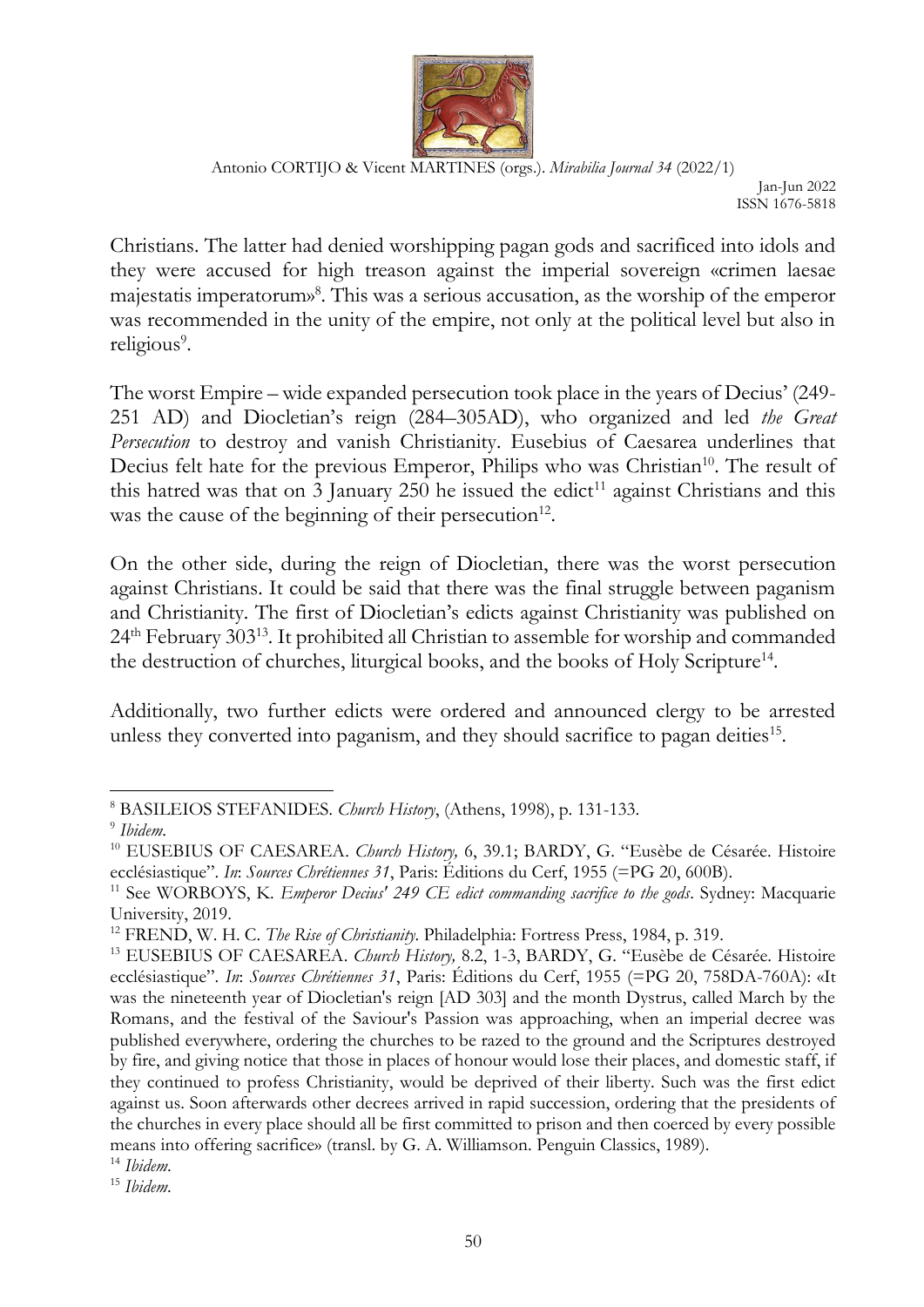Christians. The latter had denied worshipping pagan gods and sacrificed into idols and they were accused for high treason against the imperial sovereign «crimen laesae majestatis imperatorum»[8]. This was a serious accusation, as the worship of the emperor was recommended in the unity of the empire, not only at the political level but also in religious[9].

The worst Empire – wide expanded persecution took place in the years of Decius' (249-251 AD) and Diocletian's reign (284–305AD), who organized and led *the Great Persecution* to destroy and vanish Christianity. Eusebius of Caesarea underlines that Decius felt hate for the previous Emperor, Philips who was Christian[10]. The result of this hatred was that on 3 January 250 he issued the edict[11] against Christians and this was the cause of the beginning of their persecution[12].

On the other side, during the reign of Diocletian, there was the worst persecution against Christians. It could be said that there was the final struggle between paganism and Christianity. The first of Diocletian's edicts against Christianity was published on 24th February 303[13]. It prohibited all Christian to assemble for worship and commanded the destruction of churches, liturgical books, and the books of Holy Scripture[14].

Additionally, two further edicts were ordered and announced clergy to be arrested unless they converted into paganism, and they should sacrifice to pagan deities[15].

---

[8] BASILEIOS STEFANIDES. *Church History*, (Athens, 1998), p. 131-133.

[9] *Ibidem*.

[10] EUSEBIUS OF CAESAREA. *Church History,* 6, 39.1; BARDY, G. "Eusèbe de Césarée. Histoire ecclésiastique". *In*: *Sources Chrétiennes 31*, Paris: Éditions du Cerf, 1955 (=PG 20, 600B).

[11] See WORBOYS, K. *Emperor Decius' 249 CE edict commanding sacrifice to the gods*. Sydney: Macquarie University, 2019.

[12] FREND, W. H. C. *The Rise of Christianity*. Philadelphia: Fortress Press, 1984, p. 319.

[13] EUSEBIUS OF CAESAREA. *Church History,* 8.2, 1-3, BARDY, G. "Eusèbe de Césarée. Histoire ecclésiastique". *In*: *Sources Chrétiennes 31*, Paris: Éditions du Cerf, 1955 (=PG 20, 758DA-760A): «It was the nineteenth year of Diocletian's reign [AD 303] and the month Dystrus, called March by the Romans, and the festival of the Saviour's Passion was approaching, when an imperial decree was published everywhere, ordering the churches to be razed to the ground and the Scriptures destroyed by fire, and giving notice that those in places of honour would lose their places, and domestic staff, if they continued to profess Christianity, would be deprived of their liberty. Such was the first edict against us. Soon afterwards other decrees arrived in rapid succession, ordering that the presidents of the churches in every place should all be first committed to prison and then coerced by every possible means into offering sacrifice» (transl. by G. A. Williamson. Penguin Classics, 1989).

[14] *Ibidem*.

[15] *Ibidem*.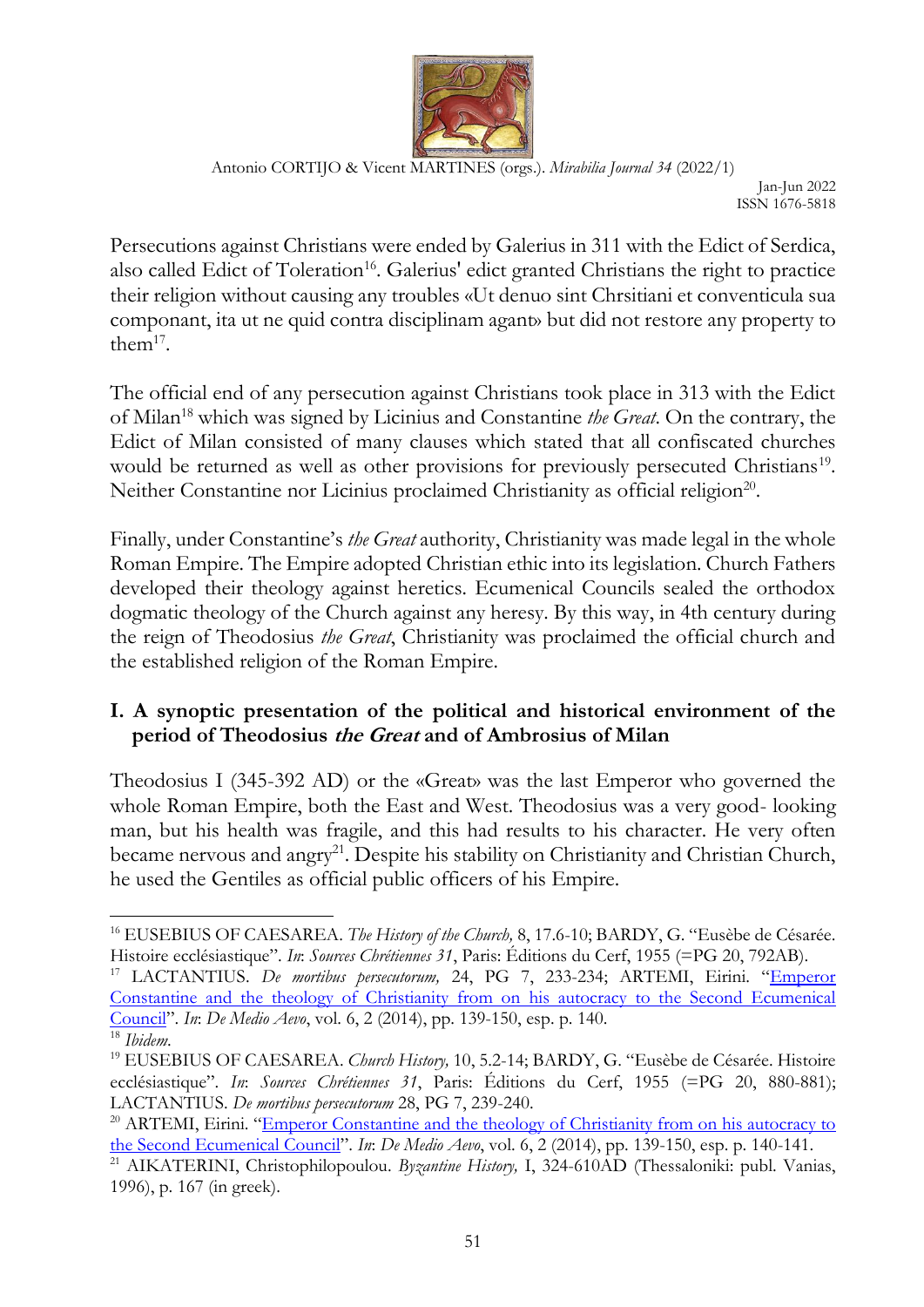Persecutions against Christians were ended by Galerius in 311 with the Edict of Serdica, also called Edict of Toleration[16]. Galerius' edict granted Christians the right to practice their religion without causing any troubles «Ut denuo sint Chrsitiani et conventicula sua componant, ita ut ne quid contra disciplinam agant» but did not restore any property to them[17].

The official end of any persecution against Christians took place in 313 with the Edict of Milan[18] which was signed by Licinius and Constantine *the Great*. On the contrary, the Edict of Milan consisted of many clauses which stated that all confiscated churches would be returned as well as other provisions for previously persecuted Christians[19]. Neither Constantine nor Licinius proclaimed Christianity as official religion[20].

Finally, under Constantine's *the Great* authority, Christianity was made legal in the whole Roman Empire. The Empire adopted Christian ethic into its legislation. Church Fathers developed their theology against heretics. Ecumenical Councils sealed the orthodox dogmatic theology of the Church against any heresy. By this way, in 4th century during the reign of Theodosius *the Great*, Christianity was proclaimed the official church and the established religion of the Roman Empire.

## I. A synoptic presentation of the political and historical environment of the period of Theodosius *the Great* and of Ambrosius of Milan

Theodosius I (345-392 AD) or the «Great» was the last Emperor who governed the whole Roman Empire, both the East and West. Theodosius was a very good- looking man, but his health was fragile, and this had results to his character. He very often became nervous and angry[21]. Despite his stability on Christianity and Christian Church, he used the Gentiles as official public officers of his Empire.

---

[16] EUSEBIUS OF CAESAREA. *The History of the Church,* 8, 17.6-10; BARDY, G. "Eusèbe de Césarée. Histoire ecclésiastique". *In*: *Sources Chrétiennes 31*, Paris: Éditions du Cerf, 1955 (=PG 20, 792AB).

[17] LACTANTIUS. *De mortibus persecutorum,* 24, PG 7, 233-234; ARTEMI, Eirini. "Emperor Constantine and the theology of Christianity from on his autocracy to the Second Ecumenical Council". *In*: *De Medio Aevo*, vol. 6, 2 (2014), pp. 139-150, esp. p. 140.

[18] *Ibidem.*

[19] EUSEBIUS OF CAESAREA. *Church History,* 10, 5.2-14; BARDY, G. "Eusèbe de Césarée. Histoire ecclésiastique". *In*: *Sources Chrétiennes 31*, Paris: Éditions du Cerf, 1955 (=PG 20, 880-881); LACTANTIUS. *De mortibus persecutorum* 28, PG 7, 239-240.

[20] ARTEMI, Eirini. "Emperor Constantine and the theology of Christianity from on his autocracy to the Second Ecumenical Council". *In*: *De Medio Aevo*, vol. 6, 2 (2014), pp. 139-150, esp. p. 140-141.

[21] AIKATERINI, Christophilopoulou. *Byzantine History,* I, 324-610AD (Thessaloniki: publ. Vanias, 1996), p. 167 (in greek).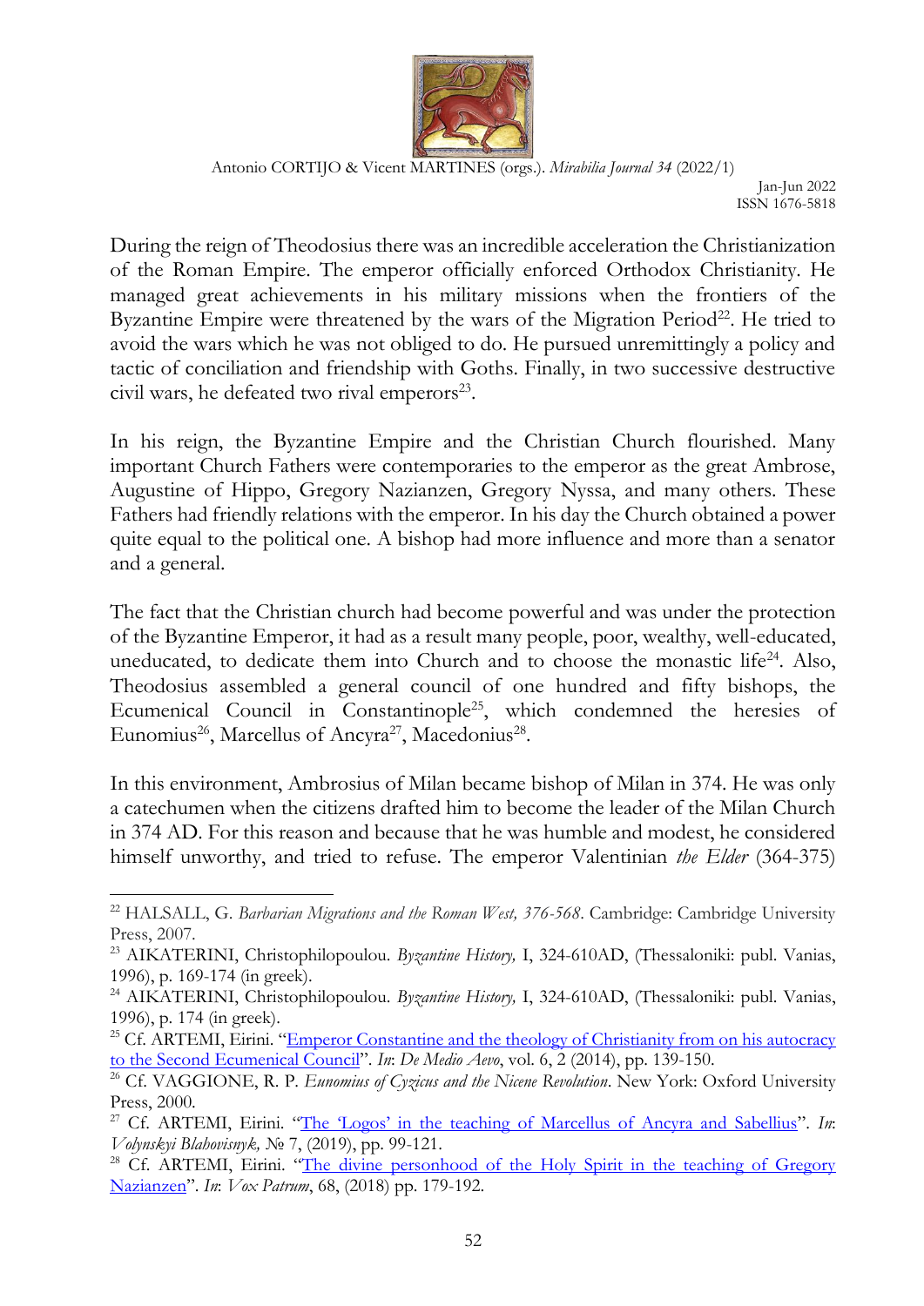During the reign of Theodosius there was an incredible acceleration the Christianization of the Roman Empire. The emperor officially enforced Orthodox Christianity. He managed great achievements in his military missions when the frontiers of the Byzantine Empire were threatened by the wars of the Migration Period[22]. He tried to avoid the wars which he was not obliged to do. He pursued unremittingly a policy and tactic of conciliation and friendship with Goths. Finally, in two successive destructive civil wars, he defeated two rival emperors[23].

In his reign, the Byzantine Empire and the Christian Church flourished. Many important Church Fathers were contemporaries to the emperor as the great Ambrose, Augustine of Hippo, Gregory Nazianzen, Gregory Nyssa, and many others. These Fathers had friendly relations with the emperor. In his day the Church obtained a power quite equal to the political one. A bishop had more influence and more than a senator and a general.

The fact that the Christian church had become powerful and was under the protection of the Byzantine Emperor, it had as a result many people, poor, wealthy, well-educated, uneducated, to dedicate them into Church and to choose the monastic life[24]. Also, Theodosius assembled a general council of one hundred and fifty bishops, the Ecumenical Council in Constantinople[25], which condemned the heresies of Eunomius[26], Marcellus of Ancyra[27], Macedonius[28].

In this environment, Ambrosius of Milan became bishop of Milan in 374. He was only a catechumen when the citizens drafted him to become the leader of the Milan Church in 374 AD. For this reason and because that he was humble and modest, he considered himself unworthy, and tried to refuse. The emperor Valentinian *the Elder* (364-375)

---

[22] HALSALL, G. *Barbarian Migrations and the Roman West, 376-568*. Cambridge: Cambridge University Press, 2007.

[23] AIKATERINI, Christophilopoulou. *Byzantine History,* I, 324-610AD, (Thessaloniki: publ. Vanias, 1996), p. 169-174 (in greek).

[24] AIKATERINI, Christophilopoulou. *Byzantine History,* I, 324-610AD, (Thessaloniki: publ. Vanias, 1996), p. 174 (in greek).

[25] Cf. ARTEMI, Eirini. "Emperor Constantine and the theology of Christianity from on his autocracy to the Second Ecumenical Council". *In*: *De Medio Aevo*, vol. 6, 2 (2014), pp. 139-150.

[26] Cf. VAGGIONE, R. P. *Eunomius of Cyzicus and the Nicene Revolution*. New York: Oxford University Press, 2000.

[27] Cf. ARTEMI, Eirini. "The 'Logos' in the teaching of Marcellus of Ancyra and Sabellius". *In*: *Volynskyi Blahovisnyk,* № 7, (2019), pp. 99-121.

[28] Cf. ARTEMI, Eirini. "The divine personhood of the Holy Spirit in the teaching of Gregory Nazianzen". *In*: *Vox Patrum*, 68, (2018) pp. 179-192.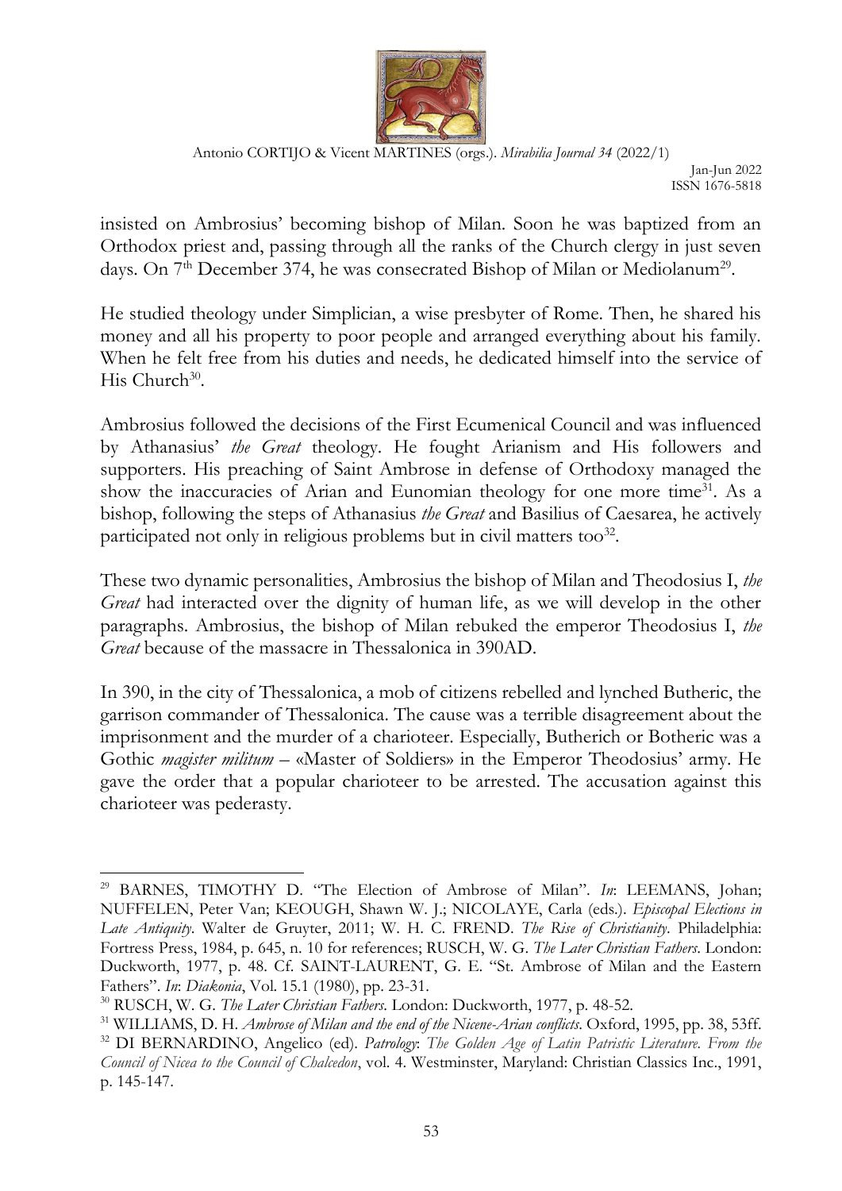insisted on Ambrosius' becoming bishop of Milan. Soon he was baptized from an Orthodox priest and, passing through all the ranks of the Church clergy in just seven days. On 7th December 374, he was consecrated Bishop of Milan or Mediolanum[29].

He studied theology under Simplician, a wise presbyter of Rome. Then, he shared his money and all his property to poor people and arranged everything about his family. When he felt free from his duties and needs, he dedicated himself into the service of His Church[30].

Ambrosius followed the decisions of the First Ecumenical Council and was influenced by Athanasius' *the Great* theology. He fought Arianism and His followers and supporters. His preaching of Saint Ambrose in defense of Orthodoxy managed the show the inaccuracies of Arian and Eunomian theology for one more time[31]. As a bishop, following the steps of Athanasius *the Great* and Basilius of Caesarea, he actively participated not only in religious problems but in civil matters too[32].

These two dynamic personalities, Ambrosius the bishop of Milan and Theodosius I, *the Great* had interacted over the dignity of human life, as we will develop in the other paragraphs. Ambrosius, the bishop of Milan rebuked the emperor Theodosius I, *the Great* because of the massacre in Thessalonica in 390AD.

In 390, in the city of Thessalonica, a mob of citizens rebelled and lynched Butheric, the garrison commander of Thessalonica. The cause was a terrible disagreement about the imprisonment and the murder of a charioteer. Especially, Butherich or Botheric was a Gothic *magister militum* – «Master of Soldiers» in the Emperor Theodosius' army. He gave the order that a popular charioteer to be arrested. The accusation against this charioteer was pederasty.

---

[29] BARNES, TIMOTHY D. "The Election of Ambrose of Milan". *In*: LEEMANS, Johan; NUFFELEN, Peter Van; KEOUGH, Shawn W. J.; NICOLAYE, Carla (eds.). *Episcopal Elections in Late Antiquity*. Walter de Gruyter, 2011; W. H. C. FREND. *The Rise of Christianity*. Philadelphia: Fortress Press, 1984, p. 645, n. 10 for references; RUSCH, W. G. *The Later Christian Fathers*. London: Duckworth, 1977, p. 48. Cf. SAINT-LAURENT, G. E. "St. Ambrose of Milan and the Eastern Fathers". *In*: *Diakonia*, Vol. 15.1 (1980), pp. 23-31.

[30] RUSCH, W. G. *The Later Christian Fathers*. London: Duckworth, 1977, p. 48-52.

[31] WILLIAMS, D. H. *Ambrose of Milan and the end of the Nicene-Arian conflicts*. Oxford, 1995, pp. 38, 53ff.

[32] DI BERNARDINO, Angelico (ed). *Patrology*: *The Golden Age of Latin Patristic Literature. From the Council of Nicea to the Council of Chalcedon*, vol. 4. Westminster, Maryland: Christian Classics Inc., 1991, p. 145-147.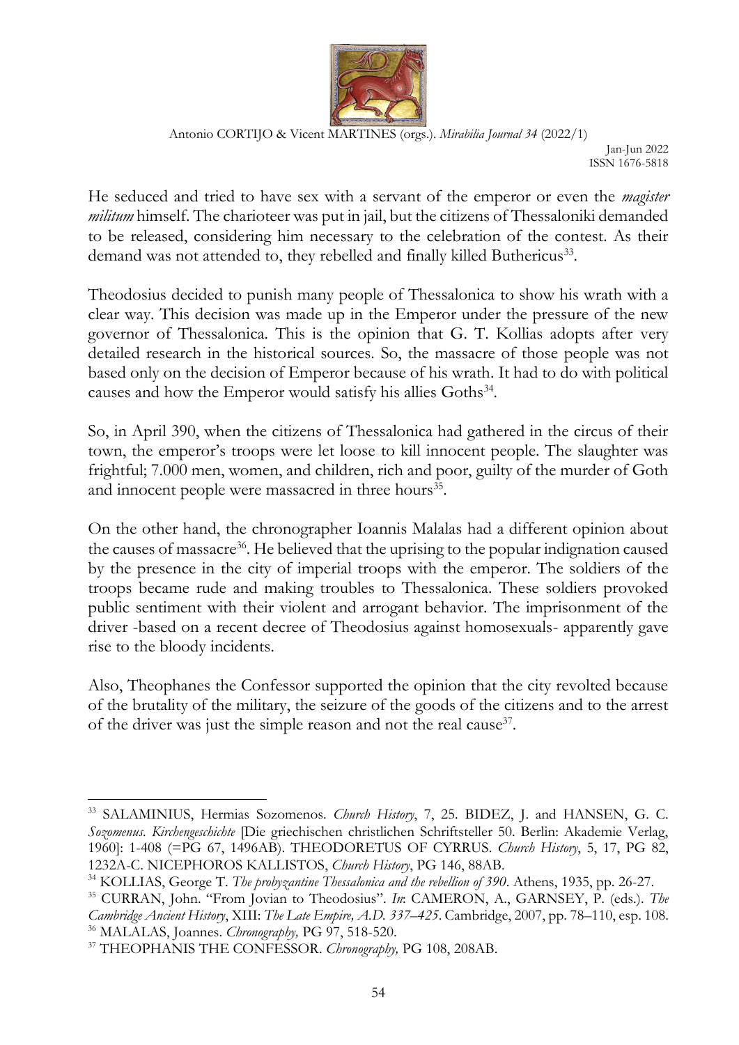He seduced and tried to have sex with a servant of the emperor or even the *magister militum* himself. The charioteer was put in jail, but the citizens of Thessaloniki demanded to be released, considering him necessary to the celebration of the contest. As their demand was not attended to, they rebelled and finally killed Buthericus[33].

Theodosius decided to punish many people of Thessalonica to show his wrath with a clear way. This decision was made up in the Emperor under the pressure of the new governor of Thessalonica. This is the opinion that G. T. Kollias adopts after very detailed research in the historical sources. So, the massacre of those people was not based only on the decision of Emperor because of his wrath. It had to do with political causes and how the Emperor would satisfy his allies Goths[34].

So, in April 390, when the citizens of Thessalonica had gathered in the circus of their town, the emperor's troops were let loose to kill innocent people. The slaughter was frightful; 7.000 men, women, and children, rich and poor, guilty of the murder of Goth and innocent people were massacred in three hours[35].

On the other hand, the chronographer Ioannis Malalas had a different opinion about the causes of massacre[36]. He believed that the uprising to the popular indignation caused by the presence in the city of imperial troops with the emperor. The soldiers of the troops became rude and making troubles to Thessalonica. These soldiers provoked public sentiment with their violent and arrogant behavior. The imprisonment of the driver -based on a recent decree of Theodosius against homosexuals- apparently gave rise to the bloody incidents.

Also, Theophanes the Confessor supported the opinion that the city revolted because of the brutality of the military, the seizure of the goods of the citizens and to the arrest of the driver was just the simple reason and not the real cause[37].

---

[33] SALAMINIUS, Hermias Sozomenos. *Church History*, 7, 25. BIDEZ, J. and HANSEN, G. C. *Sozomenus. Kirchengeschichte* [Die griechischen christlichen Schriftsteller 50. Berlin: Akademie Verlag, 1960]: 1-408 (=PG 67, 1496AB). THEODORETUS OF CYRRUS. *Church History*, 5, 17, PG 82, 1232A-C. NICEPHOROS KALLISTOS, *Church History*, PG 146, 88AB.

[34] KOLLIAS, George T. *The probyzantine Thessalonica and the rebellion of 390*. Athens, 1935, pp. 26-27.

[35] CURRAN, John. "From Jovian to Theodosius". *In*: CAMERON, A., GARNSEY, P. (eds.). *The Cambridge Ancient History*, XIII: *The Late Empire, A.D. 337–425*. Cambridge, 2007, pp. 78–110, esp. 108.

[36] MALALAS, Joannes. *Chronography,* PG 97, 518-520.

[37] THEOPHANIS THE CONFESSOR. *Chronography,* PG 108, 208AB.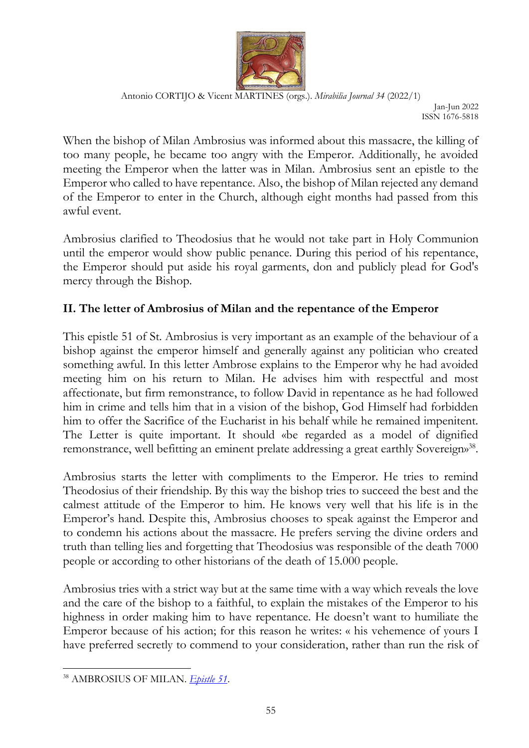When the bishop of Milan Ambrosius was informed about this massacre, the killing of too many people, he became too angry with the Emperor. Additionally, he avoided meeting the Emperor when the latter was in Milan. Ambrosius sent an epistle to the Emperor who called to have repentance. Also, the bishop of Milan rejected any demand of the Emperor to enter in the Church, although eight months had passed from this awful event.

Ambrosius clarified to Theodosius that he would not take part in Holy Communion until the emperor would show public penance. During this period of his repentance, the Emperor should put aside his royal garments, don and publicly plead for God's mercy through the Bishop.

## II. The letter of Ambrosius of Milan and the repentance of the Emperor

This epistle 51 of St. Ambrosius is very important as an example of the behaviour of a bishop against the emperor himself and generally against any politician who created something awful. In this letter Ambrose explains to the Emperor why he had avoided meeting him on his return to Milan. He advises him with respectful and most affectionate, but firm remonstrance, to follow David in repentance as he had followed him in crime and tells him that in a vision of the bishop, God Himself had forbidden him to offer the Sacrifice of the Eucharist in his behalf while he remained impenitent. The Letter is quite important. It should «be regarded as a model of dignified remonstrance, well befitting an eminent prelate addressing a great earthly Sovereign»[38].

Ambrosius starts the letter with compliments to the Emperor. He tries to remind Theodosius of their friendship. By this way the bishop tries to succeed the best and the calmest attitude of the Emperor to him. He knows very well that his life is in the Emperor's hand. Despite this, Ambrosius chooses to speak against the Emperor and to condemn his actions about the massacre. He prefers serving the divine orders and truth than telling lies and forgetting that Theodosius was responsible of the death 7000 people or according to other historians of the death of 15.000 people.

Ambrosius tries with a strict way but at the same time with a way which reveals the love and the care of the bishop to a faithful, to explain the mistakes of the Emperor to his highness in order making him to have repentance. He doesn't want to humiliate the Emperor because of his action; for this reason he writes: « his vehemence of yours I have preferred secretly to commend to your consideration, rather than run the risk of

---

[38] AMBROSIUS OF MILAN. *Epistle 51*.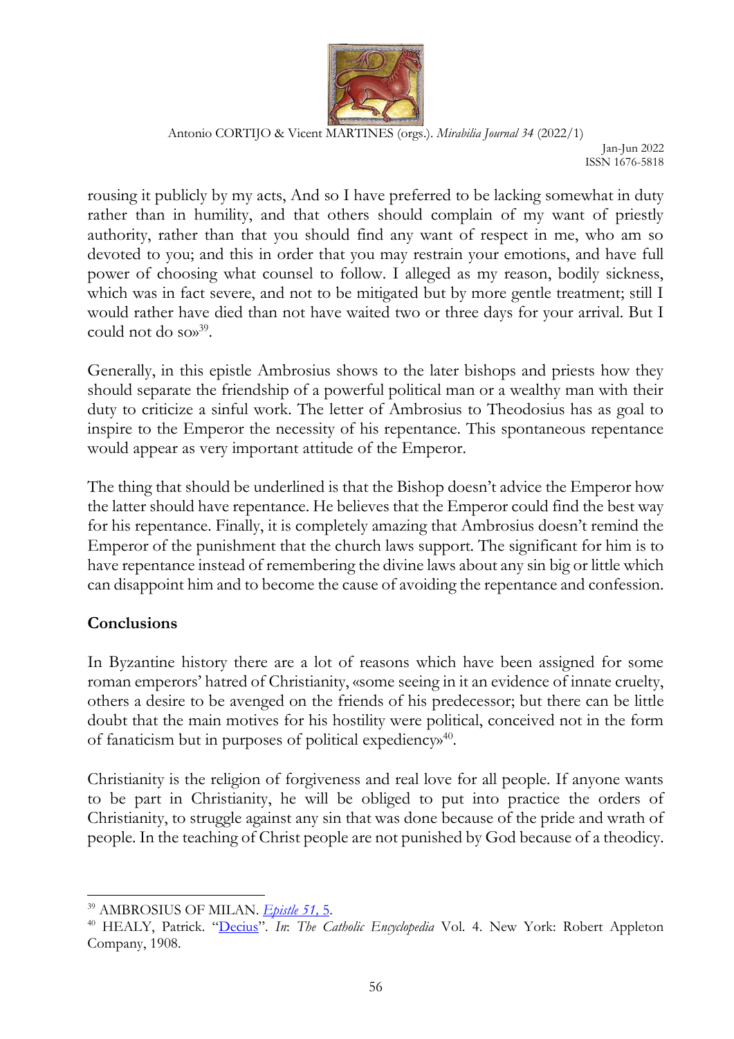rousing it publicly by my acts, And so I have preferred to be lacking somewhat in duty rather than in humility, and that others should complain of my want of priestly authority, rather than that you should find any want of respect in me, who am so devoted to you; and this in order that you may restrain your emotions, and have full power of choosing what counsel to follow. I alleged as my reason, bodily sickness, which was in fact severe, and not to be mitigated but by more gentle treatment; still I would rather have died than not have waited two or three days for your arrival. But I could not do so»[39].

Generally, in this epistle Ambrosius shows to the later bishops and priests how they should separate the friendship of a powerful political man or a wealthy man with their duty to criticize a sinful work. The letter of Ambrosius to Theodosius has as goal to inspire to the Emperor the necessity of his repentance. This spontaneous repentance would appear as very important attitude of the Emperor.

The thing that should be underlined is that the Bishop doesn't advice the Emperor how the latter should have repentance. He believes that the Emperor could find the best way for his repentance. Finally, it is completely amazing that Ambrosius doesn't remind the Emperor of the punishment that the church laws support. The significant for him is to have repentance instead of remembering the divine laws about any sin big or little which can disappoint him and to become the cause of avoiding the repentance and confession.

## Conclusions

In Byzantine history there are a lot of reasons which have been assigned for some roman emperors' hatred of Christianity, «some seeing in it an evidence of innate cruelty, others a desire to be avenged on the friends of his predecessor; but there can be little doubt that the main motives for his hostility were political, conceived not in the form of fanaticism but in purposes of political expediency»[40].

Christianity is the religion of forgiveness and real love for all people. If anyone wants to be part in Christianity, he will be obliged to put into practice the orders of Christianity, to struggle against any sin that was done because of the pride and wrath of people. In the teaching of Christ people are not punished by God because of a theodicy.

---

[39] AMBROSIUS OF MILAN. *Epistle 51*, 5.

[40] HEALY, Patrick. "Decius". *In*: *The Catholic Encyclopedia* Vol. 4. New York: Robert Appleton Company, 1908.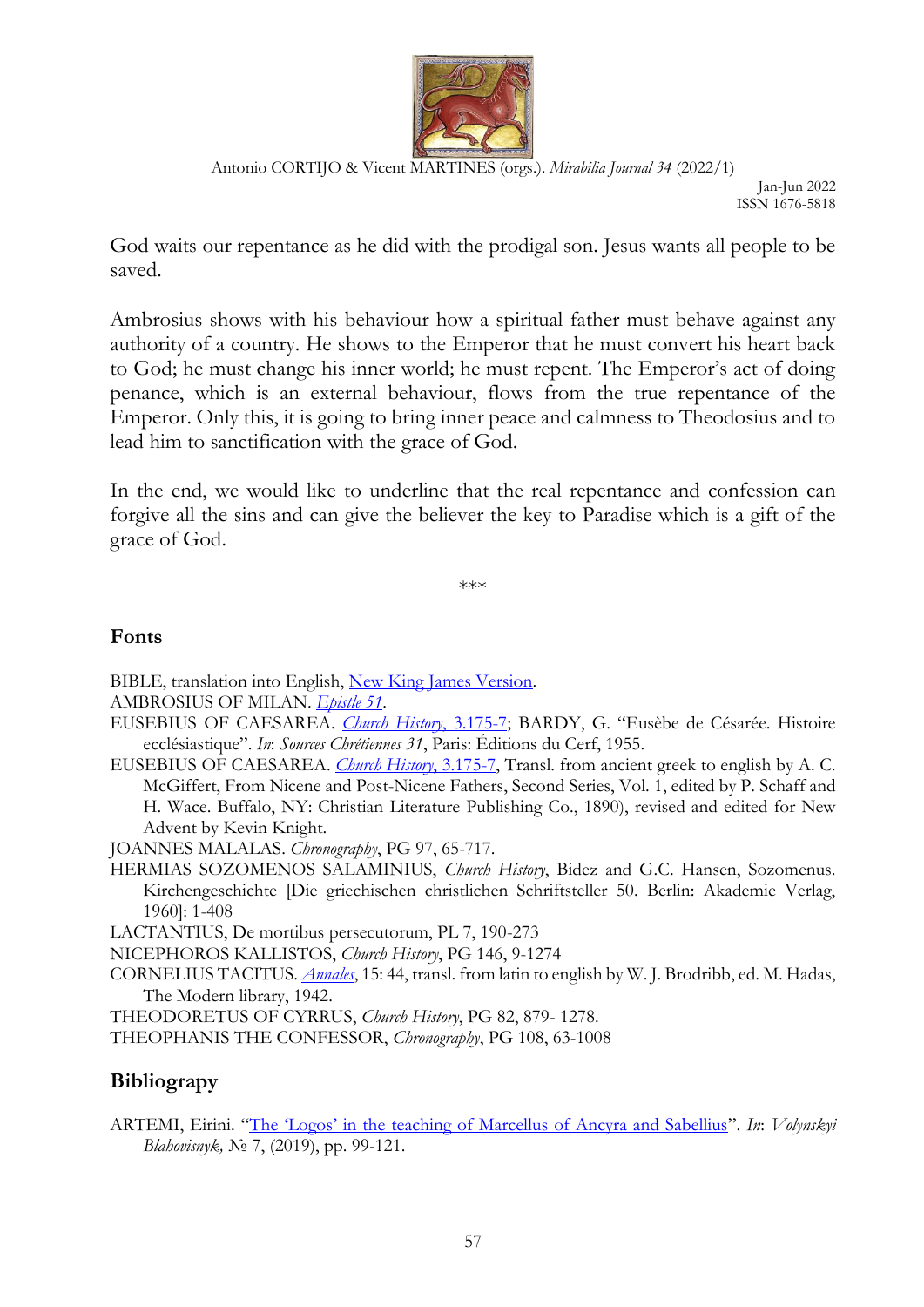God waits our repentance as he did with the prodigal son. Jesus wants all people to be saved.

Ambrosius shows with his behaviour how a spiritual father must behave against any authority of a country. He shows to the Emperor that he must convert his heart back to God; he must change his inner world; he must repent. The Emperor's act of doing penance, which is an external behaviour, flows from the true repentance of the Emperor. Only this, it is going to bring inner peace and calmness to Theodosius and to lead him to sanctification with the grace of God.

In the end, we would like to underline that the real repentance and confession can forgive all the sins and can give the believer the key to Paradise which is a gift of the grace of God.

\*\*\*

## Fonts

BIBLE, translation into English, New King James Version.

AMBROSIUS OF MILAN. *Epistle 51*.

EUSEBIUS OF CAESAREA. *Church History*, 3.175-7; BARDY, G. "Eusèbe de Césarée. Histoire ecclésiastique". *In*: *Sources Chrétiennes 31*, Paris: Éditions du Cerf, 1955.

EUSEBIUS OF CAESAREA. *Church History*, 3.175-7, Transl. from ancient greek to english by A. C. McGiffert, From Nicene and Post-Nicene Fathers, Second Series, Vol. 1, edited by P. Schaff and H. Wace. Buffalo, NY: Christian Literature Publishing Co., 1890), revised and edited for New Advent by Kevin Knight.

JOANNES MALALAS. *Chronography*, PG 97, 65-717.

HERMIAS SOZOMENOS SALAMINIUS, *Church History*, Bidez and G.C. Hansen, Sozomenus. Kirchengeschichte [Die griechischen christlichen Schriftsteller 50. Berlin: Akademie Verlag, 1960]: 1-408

LACTANTIUS, De mortibus persecutorum, PL 7, 190-273

NICEPHOROS KALLISTOS, *Church History*, PG 146, 9-1274

CORNELIUS TACITUS. *Annales*, 15: 44, transl. from latin to english by W. J. Brodribb, ed. M. Hadas, The Modern library, 1942.

THEODORETUS OF CYRRUS, *Church History*, PG 82, 879- 1278.

THEOPHANIS THE CONFESSOR, *Chronography*, PG 108, 63-1008

## Bibliograpy

ARTEMI, Eirini. "The 'Logos' in the teaching of Marcellus of Ancyra and Sabellius". *In*: *Volynskyi Blahovisnyk,* № 7, (2019), pp. 99-121.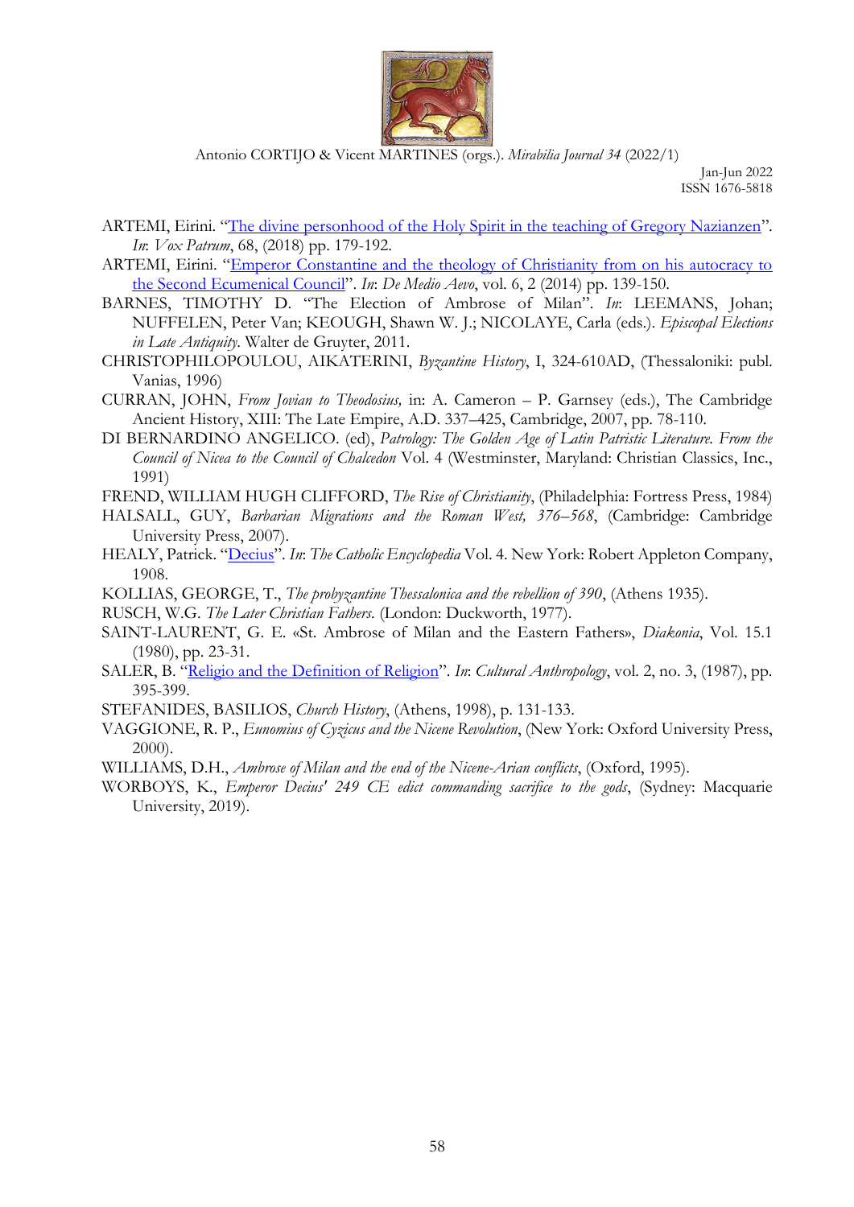ARTEMI, Eirini. "The divine personhood of the Holy Spirit in the teaching of Gregory Nazianzen". *In*: *Vox Patrum*, 68, (2018) pp. 179-192.

ARTEMI, Eirini. "Emperor Constantine and the theology of Christianity from on his autocracy to the Second Ecumenical Council". *In*: *De Medio Aevo*, vol. 6, 2 (2014) pp. 139-150.

BARNES, TIMOTHY D. "The Election of Ambrose of Milan". *In*: LEEMANS, Johan; NUFFELEN, Peter Van; KEOUGH, Shawn W. J.; NICOLAYE, Carla (eds.). *Episcopal Elections in Late Antiquity*. Walter de Gruyter, 2011.

CHRISTOPHILOPOULOU, AIKATERINI, *Byzantine History*, I, 324-610AD, (Thessaloniki: publ. Vanias, 1996)

CURRAN, JOHN, *From Jovian to Theodosius,* in: A. Cameron – P. Garnsey (eds.), The Cambridge Ancient History, XIII: The Late Empire, A.D. 337–425, Cambridge, 2007, pp. 78-110.

DI BERNARDINO ANGELICO. (ed), *Patrology: The Golden Age of Latin Patristic Literature. From the Council of Nicea to the Council of Chalcedon* Vol. 4 (Westminster, Maryland: Christian Classics, Inc., 1991)

FREND, WILLIAM HUGH CLIFFORD, *The Rise of Christianity*, (Philadelphia: Fortress Press, 1984)

HALSALL, GUY, *Barbarian Migrations and the Roman West, 376–568*, (Cambridge: Cambridge University Press, 2007).

HEALY, Patrick. "Decius". *In*: *The Catholic Encyclopedia* Vol. 4. New York: Robert Appleton Company, 1908.

KOLLIAS, GEORGE, T., *The probyzantine Thessalonica and the rebellion of 390*, (Athens 1935).

RUSCH, W.G. *The Later Christian Fathers*. (London: Duckworth, 1977).

SAINT-LAURENT, G. E. «St. Ambrose of Milan and the Eastern Fathers», *Diakonia*, Vol. 15.1 (1980), pp. 23-31.

SALER, B. "Religio and the Definition of Religion". *In*: *Cultural Anthropology*, vol. 2, no. 3, (1987), pp. 395-399.

STEFANIDES, BASILIOS, *Church History*, (Athens, 1998), p. 131-133.

VAGGIONE, R. P., *Eunomius of Cyzicus and the Nicene Revolution*, (New York: Oxford University Press, 2000).

WILLIAMS, D.H., *Ambrose of Milan and the end of the Nicene-Arian conflicts*, (Oxford, 1995).

WORBOYS, K., *Emperor Decius' 249 CE edict commanding sacrifice to the gods*, (Sydney: Macquarie University, 2019).